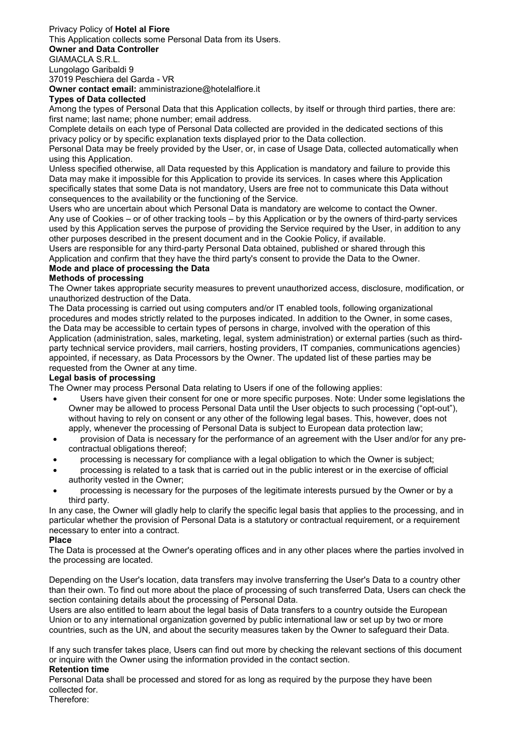Privacy Policy of **Hotel al Fiore**

This Application collects some Personal Data from its Users.

**Owner and Data Controller**

GIAMACLA S.R.L.
Lungolago Garibaldi 9
37019 Peschiera del Garda - VR

**Owner contact email:** amministrazione@hotelalfiore.it

**Types of Data collected**

Among the types of Personal Data that this Application collects, by itself or through third parties, there are: first name; last name; phone number; email address.

Complete details on each type of Personal Data collected are provided in the dedicated sections of this privacy policy or by specific explanation texts displayed prior to the Data collection.

Personal Data may be freely provided by the User, or, in case of Usage Data, collected automatically when using this Application.

Unless specified otherwise, all Data requested by this Application is mandatory and failure to provide this Data may make it impossible for this Application to provide its services. In cases where this Application specifically states that some Data is not mandatory, Users are free not to communicate this Data without consequences to the availability or the functioning of the Service.

Users who are uncertain about which Personal Data is mandatory are welcome to contact the Owner.

Any use of Cookies – or of other tracking tools – by this Application or by the owners of third-party services used by this Application serves the purpose of providing the Service required by the User, in addition to any other purposes described in the present document and in the Cookie Policy, if available.

Users are responsible for any third-party Personal Data obtained, published or shared through this Application and confirm that they have the third party's consent to provide the Data to the Owner.

**Mode and place of processing the Data**

**Methods of processing**

The Owner takes appropriate security measures to prevent unauthorized access, disclosure, modification, or unauthorized destruction of the Data.

The Data processing is carried out using computers and/or IT enabled tools, following organizational procedures and modes strictly related to the purposes indicated. In addition to the Owner, in some cases, the Data may be accessible to certain types of persons in charge, involved with the operation of this Application (administration, sales, marketing, legal, system administration) or external parties (such as third-party technical service providers, mail carriers, hosting providers, IT companies, communications agencies) appointed, if necessary, as Data Processors by the Owner. The updated list of these parties may be requested from the Owner at any time.

**Legal basis of processing**

The Owner may process Personal Data relating to Users if one of the following applies:

- Users have given their consent for one or more specific purposes. Note: Under some legislations the Owner may be allowed to process Personal Data until the User objects to such processing ("opt-out"), without having to rely on consent or any other of the following legal bases. This, however, does not apply, whenever the processing of Personal Data is subject to European data protection law;
- provision of Data is necessary for the performance of an agreement with the User and/or for any pre-contractual obligations thereof;
- processing is necessary for compliance with a legal obligation to which the Owner is subject;
- processing is related to a task that is carried out in the public interest or in the exercise of official authority vested in the Owner;
- processing is necessary for the purposes of the legitimate interests pursued by the Owner or by a third party.

In any case, the Owner will gladly help to clarify the specific legal basis that applies to the processing, and in particular whether the provision of Personal Data is a statutory or contractual requirement, or a requirement necessary to enter into a contract.

**Place**

The Data is processed at the Owner's operating offices and in any other places where the parties involved in the processing are located.

Depending on the User's location, data transfers may involve transferring the User's Data to a country other than their own. To find out more about the place of processing of such transferred Data, Users can check the section containing details about the processing of Personal Data.

Users are also entitled to learn about the legal basis of Data transfers to a country outside the European Union or to any international organization governed by public international law or set up by two or more countries, such as the UN, and about the security measures taken by the Owner to safeguard their Data.

If any such transfer takes place, Users can find out more by checking the relevant sections of this document or inquire with the Owner using the information provided in the contact section.

**Retention time**

Personal Data shall be processed and stored for as long as required by the purpose they have been collected for.

Therefore: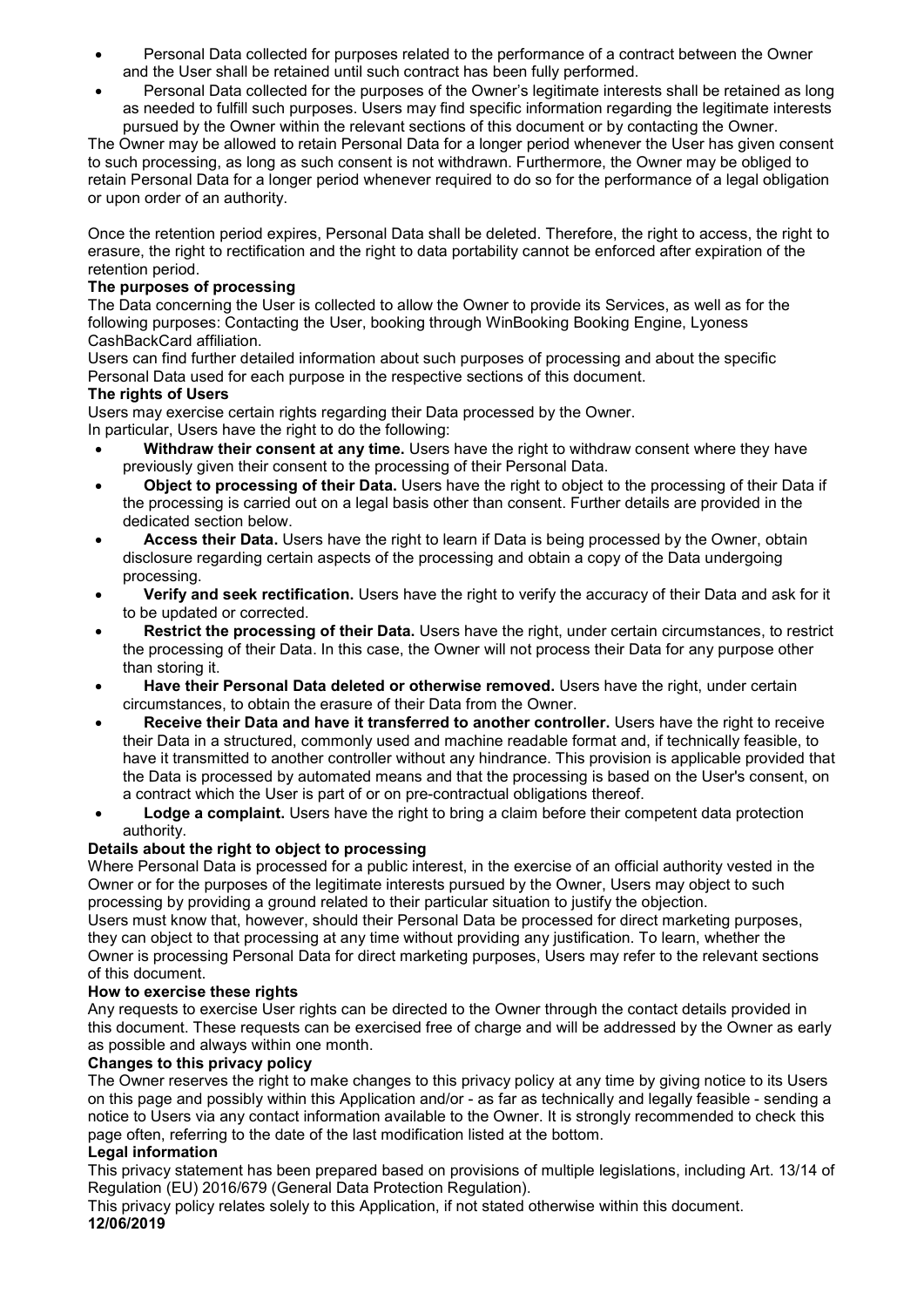- Personal Data collected for purposes related to the performance of a contract between the Owner and the User shall be retained until such contract has been fully performed.
- Personal Data collected for the purposes of the Owner's legitimate interests shall be retained as long as needed to fulfill such purposes. Users may find specific information regarding the legitimate interests pursued by the Owner within the relevant sections of this document or by contacting the Owner.

The Owner may be allowed to retain Personal Data for a longer period whenever the User has given consent to such processing, as long as such consent is not withdrawn. Furthermore, the Owner may be obliged to retain Personal Data for a longer period whenever required to do so for the performance of a legal obligation or upon order of an authority.

Once the retention period expires, Personal Data shall be deleted. Therefore, the right to access, the right to erasure, the right to rectification and the right to data portability cannot be enforced after expiration of the retention period.

**The purposes of processing**

The Data concerning the User is collected to allow the Owner to provide its Services, as well as for the following purposes: Contacting the User, booking through WinBooking Booking Engine, Lyoness CashBackCard affiliation.

Users can find further detailed information about such purposes of processing and about the specific Personal Data used for each purpose in the respective sections of this document.

**The rights of Users**

Users may exercise certain rights regarding their Data processed by the Owner.

In particular, Users have the right to do the following:

- **Withdraw their consent at any time.** Users have the right to withdraw consent where they have previously given their consent to the processing of their Personal Data.
- **Object to processing of their Data.** Users have the right to object to the processing of their Data if the processing is carried out on a legal basis other than consent. Further details are provided in the dedicated section below.
- **Access their Data.** Users have the right to learn if Data is being processed by the Owner, obtain disclosure regarding certain aspects of the processing and obtain a copy of the Data undergoing processing.
- **Verify and seek rectification.** Users have the right to verify the accuracy of their Data and ask for it to be updated or corrected.
- **Restrict the processing of their Data.** Users have the right, under certain circumstances, to restrict the processing of their Data. In this case, the Owner will not process their Data for any purpose other than storing it.
- **Have their Personal Data deleted or otherwise removed.** Users have the right, under certain circumstances, to obtain the erasure of their Data from the Owner.
- **Receive their Data and have it transferred to another controller.** Users have the right to receive their Data in a structured, commonly used and machine readable format and, if technically feasible, to have it transmitted to another controller without any hindrance. This provision is applicable provided that the Data is processed by automated means and that the processing is based on the User's consent, on a contract which the User is part of or on pre-contractual obligations thereof.
- **Lodge a complaint.** Users have the right to bring a claim before their competent data protection authority.

**Details about the right to object to processing**

Where Personal Data is processed for a public interest, in the exercise of an official authority vested in the Owner or for the purposes of the legitimate interests pursued by the Owner, Users may object to such processing by providing a ground related to their particular situation to justify the objection.

Users must know that, however, should their Personal Data be processed for direct marketing purposes, they can object to that processing at any time without providing any justification. To learn, whether the Owner is processing Personal Data for direct marketing purposes, Users may refer to the relevant sections of this document.

**How to exercise these rights**

Any requests to exercise User rights can be directed to the Owner through the contact details provided in this document. These requests can be exercised free of charge and will be addressed by the Owner as early as possible and always within one month.

**Changes to this privacy policy**

The Owner reserves the right to make changes to this privacy policy at any time by giving notice to its Users on this page and possibly within this Application and/or - as far as technically and legally feasible - sending a notice to Users via any contact information available to the Owner. It is strongly recommended to check this page often, referring to the date of the last modification listed at the bottom.

**Legal information**

This privacy statement has been prepared based on provisions of multiple legislations, including Art. 13/14 of Regulation (EU) 2016/679 (General Data Protection Regulation).

This privacy policy relates solely to this Application, if not stated otherwise within this document.

**12/06/2019**